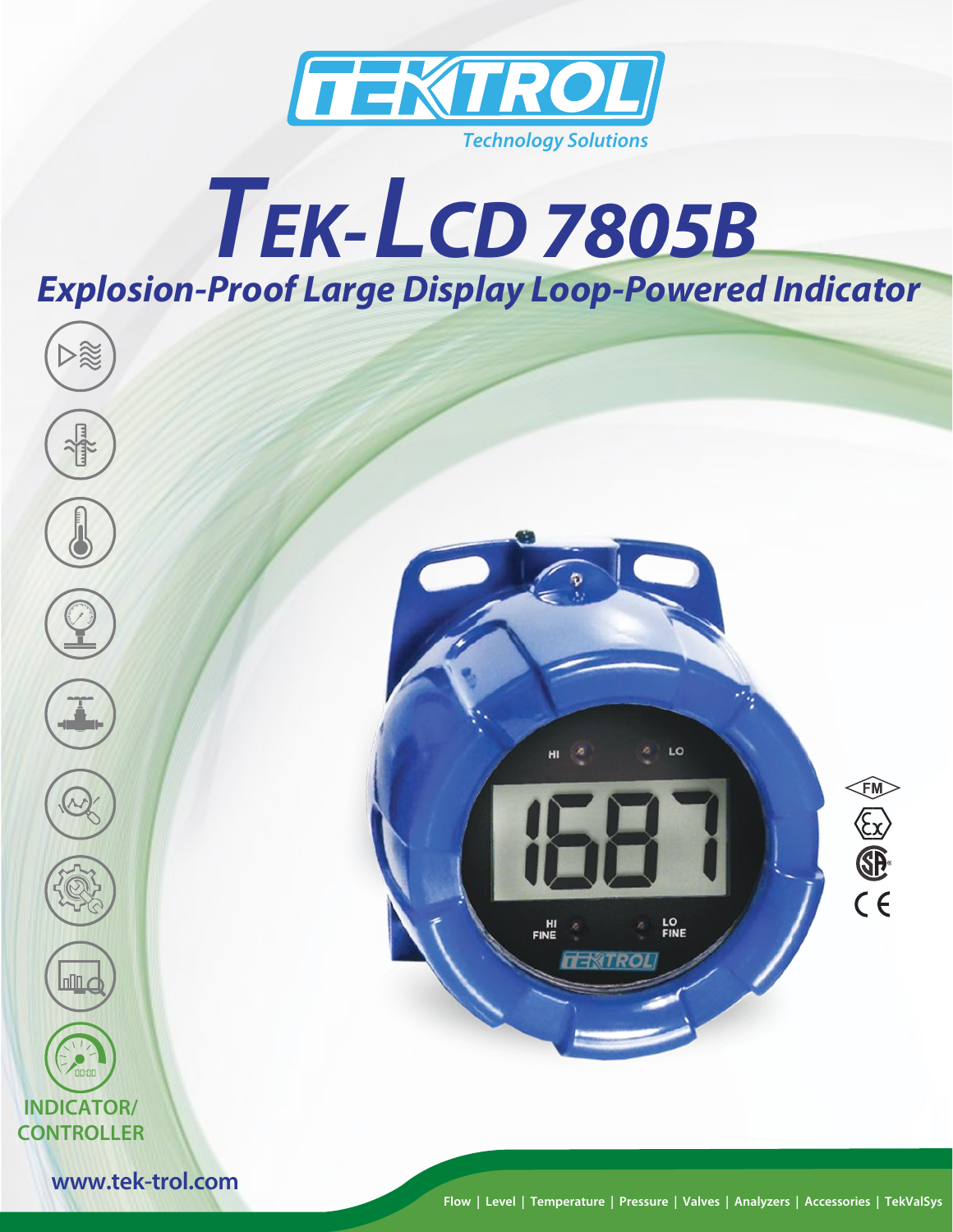TEKTROL

Technology Solutions

# TEK-LCD 7805B

## Explosion-Proof Large Display Loop-Powered Indicator

INDICATOR/ CONTROLLER

www.tek-trol.com

Flow | Level | Temperature | Pressure | Valves | Analyzers | Accessories | TekValSys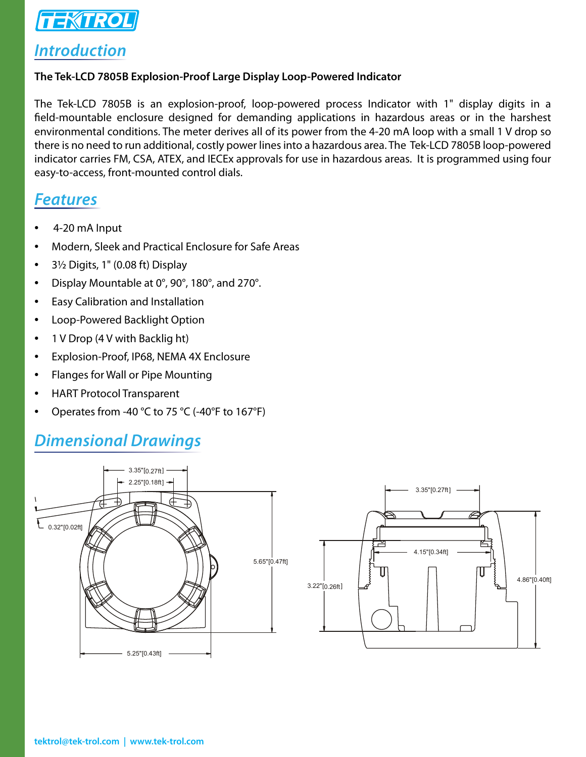## Introduction

**The Tek-LCD 7805B Explosion-Proof Large Display Loop-Powered Indicator**

The Tek-LCD 7805B is an explosion-proof, loop-powered process Indicator with 1" display digits in a field-mountable enclosure designed for demanding applications in hazardous areas or in the harshest environmental conditions. The meter derives all of its power from the 4-20 mA loop with a small 1 V drop so there is no need to run additional, costly power lines into a hazardous area. The Tek-LCD 7805B loop-powered indicator carries FM, CSA, ATEX, and IECEx approvals for use in hazardous areas. It is programmed using four easy-to-access, front-mounted control dials.

## Features

- 4-20 mA Input
- Modern, Sleek and Practical Enclosure for Safe Areas
- 3½ Digits, 1" (0.08 ft) Display
- Display Mountable at 0°, 90°, 180°, and 270°.
- Easy Calibration and Installation
- Loop-Powered Backlight Option
- 1 V Drop (4 V with Backlig ht)
- Explosion-Proof, IP68, NEMA 4X Enclosure
- Flanges for Wall or Pipe Mounting
- HART Protocol Transparent
- Operates from -40 °C to 75 °C (-40°F to 167°F)

## Dimensional Drawings

3.35"[0.27ft]
2.25"[0.18ft]
0.32"[0.02ft]
5.65"[0.47ft]
5.25"[0.43ft]

3.35"[0.27ft]
4.15"[0.34ft]
3.22"[0.26ft]
4.86"[0.40ft]

tektrol@tek-trol.com | www.tek-trol.com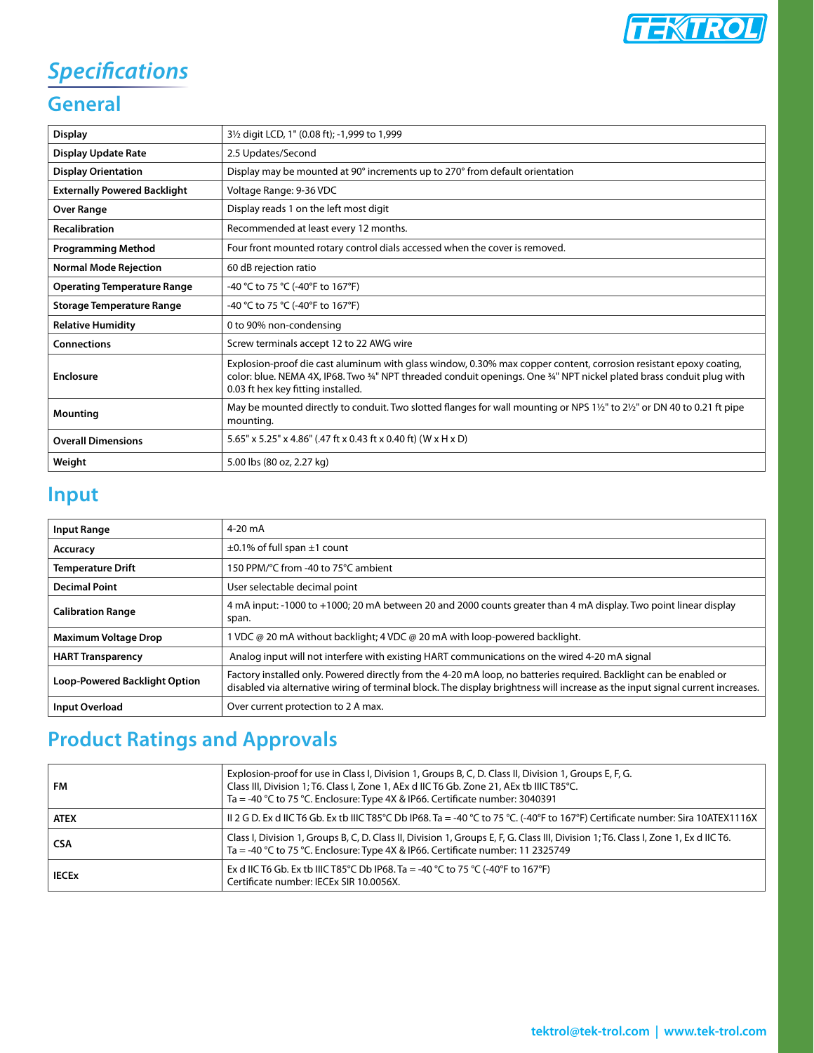# Specifications

## General

| | |
|---|---|
| **Display** | 3½ digit LCD, 1" (0.08 ft); -1,999 to 1,999 |
| **Display Update Rate** | 2.5 Updates/Second |
| **Display Orientation** | Display may be mounted at 90° increments up to 270° from default orientation |
| **Externally Powered Backlight** | Voltage Range: 9-36 VDC |
| **Over Range** | Display reads 1 on the left most digit |
| **Recalibration** | Recommended at least every 12 months. |
| **Programming Method** | Four front mounted rotary control dials accessed when the cover is removed. |
| **Normal Mode Rejection** | 60 dB rejection ratio |
| **Operating Temperature Range** | -40 °C to 75 °C (-40°F to 167°F) |
| **Storage Temperature Range** | -40 °C to 75 °C (-40°F to 167°F) |
| **Relative Humidity** | 0 to 90% non-condensing |
| **Connections** | Screw terminals accept 12 to 22 AWG wire |
| **Enclosure** | Explosion-proof die cast aluminum with glass window, 0.30% max copper content, corrosion resistant epoxy coating, color: blue. NEMA 4X, IP68. Two ¾" NPT threaded conduit openings. One ¾" NPT nickel plated brass conduit plug with 0.03 ft hex key fitting installed. |
| **Mounting** | May be mounted directly to conduit. Two slotted flanges for wall mounting or NPS 1½" to 2½" or DN 40 to 0.21 ft pipe mounting. |
| **Overall Dimensions** | 5.65" x 5.25" x 4.86" (.47 ft x 0.43 ft x 0.40 ft) (W x H x D) |
| **Weight** | 5.00 lbs (80 oz, 2.27 kg) |

## Input

| | |
|---|---|
| **Input Range** | 4-20 mA |
| **Accuracy** | ±0.1% of full span ±1 count |
| **Temperature Drift** | 150 PPM/°C from -40 to 75°C ambient |
| **Decimal Point** | User selectable decimal point |
| **Calibration Range** | 4 mA input: -1000 to +1000; 20 mA between 20 and 2000 counts greater than 4 mA display. Two point linear display span. |
| **Maximum Voltage Drop** | 1 VDC @ 20 mA without backlight; 4 VDC @ 20 mA with loop-powered backlight. |
| **HART Transparency** | Analog input will not interfere with existing HART communications on the wired 4-20 mA signal |
| **Loop-Powered Backlight Option** | Factory installed only. Powered directly from the 4-20 mA loop, no batteries required. Backlight can be enabled or disabled via alternative wiring of terminal block. The display brightness will increase as the input signal current increases. |
| **Input Overload** | Over current protection to 2 A max. |

## Product Ratings and Approvals

| | |
|---|---|
| **FM** | Explosion-proof for use in Class I, Division 1, Groups B, C, D. Class II, Division 1, Groups E, F, G. Class III, Division 1; T6. Class I, Zone 1, AEx d IIC T6 Gb. Zone 21, AEx tb IIIC T85°C. Ta = -40 °C to 75 °C. Enclosure: Type 4X & IP66. Certificate number: 3040391 |
| **ATEX** | II 2 G D. Ex d IIC T6 Gb. Ex tb IIIC T85°C Db IP68. Ta = -40 °C to 75 °C. (-40°F to 167°F) Certificate number: Sira 10ATEX1116X |
| **CSA** | Class I, Division 1, Groups B, C, D. Class II, Division 1, Groups E, F, G. Class III, Division 1; T6. Class I, Zone 1, Ex d IIC T6. Ta = -40 °C to 75 °C. Enclosure: Type 4X & IP66. Certificate number: 11 2325749 |
| **IECEx** | Ex d IIC T6 Gb. Ex tb IIIC T85°C Db IP68. Ta = -40 °C to 75 °C (-40°F to 167°F) Certificate number: IECEx SIR 10.0056X. |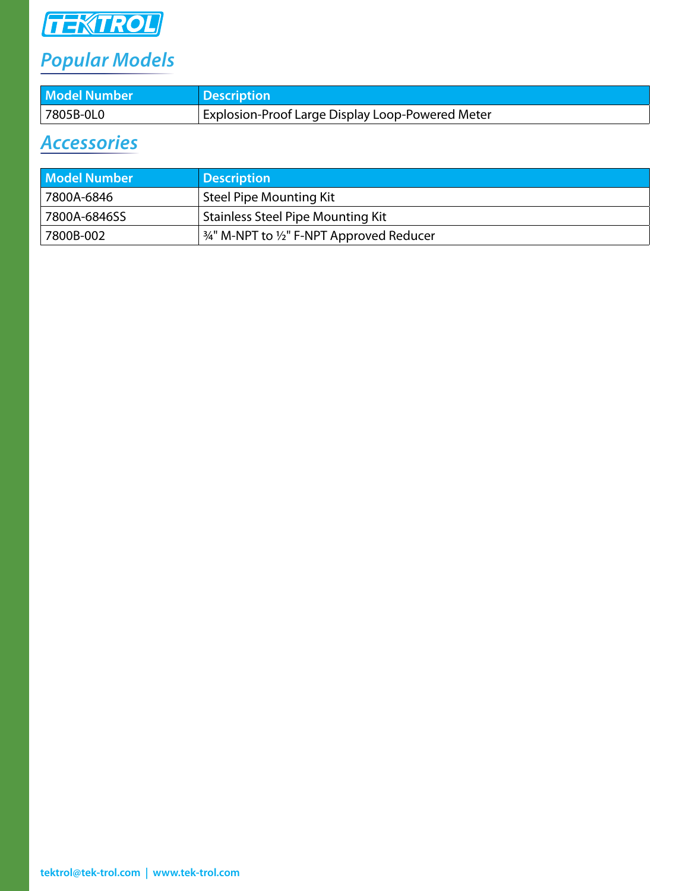## Popular Models

| Model Number | Description |
|---|---|
| 7805B-0L0 | Explosion-Proof Large Display Loop-Powered Meter |

## Accessories

| Model Number | Description |
|---|---|
| 7800A-6846 | Steel Pipe Mounting Kit |
| 7800A-6846SS | Stainless Steel Pipe Mounting Kit |
| 7800B-002 | ¾" M-NPT to ½" F-NPT Approved Reducer |

tektrol@tek-trol.com | www.tek-trol.com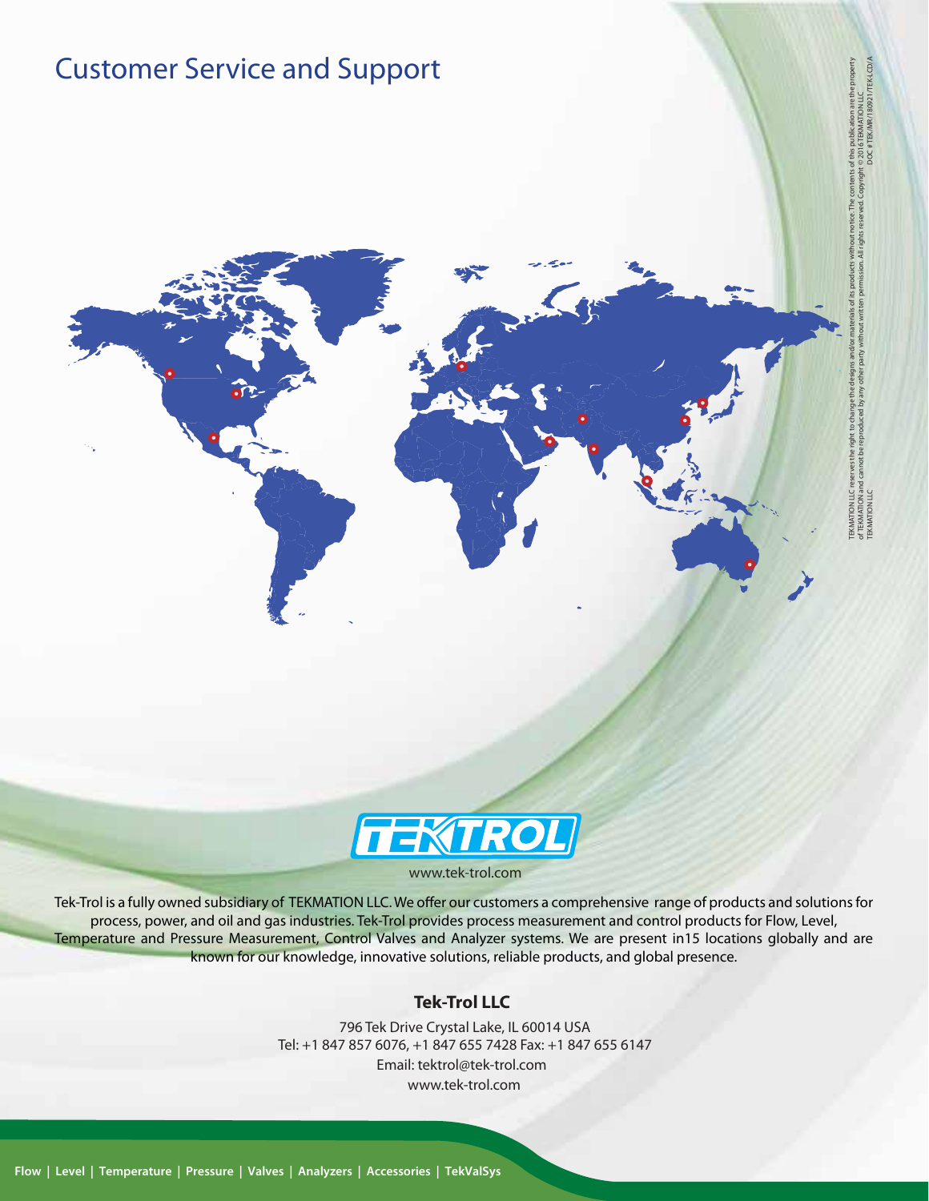# Customer Service and Support

TEKMATION LLC reserves the right to change the designs and/or materials of its products without notice. The contents of this publication are the property of TEKMATION and cannot be reproduced by any other party without written permission. All rights reserved. Copyright © 2016 TEKMATION LLC
TEKMATION LLC
DOC # TEK/MR/180921/TEK-LCD/A

www.tek-trol.com

Tek-Trol is a fully owned subsidiary of TEKMATION LLC. We offer our customers a comprehensive range of products and solutions for process, power, and oil and gas industries. Tek-Trol provides process measurement and control products for Flow, Level, Temperature and Pressure Measurement, Control Valves and Analyzer systems. We are present in15 locations globally and are known for our knowledge, innovative solutions, reliable products, and global presence.

**Tek-Trol LLC**

796 Tek Drive Crystal Lake, IL 60014 USA
Tel: +1 847 857 6076, +1 847 655 7428 Fax: +1 847 655 6147
Email: tektrol@tek-trol.com
www.tek-trol.com

**Flow | Level | Temperature | Pressure | Valves | Analyzers | Accessories | TekValSys**